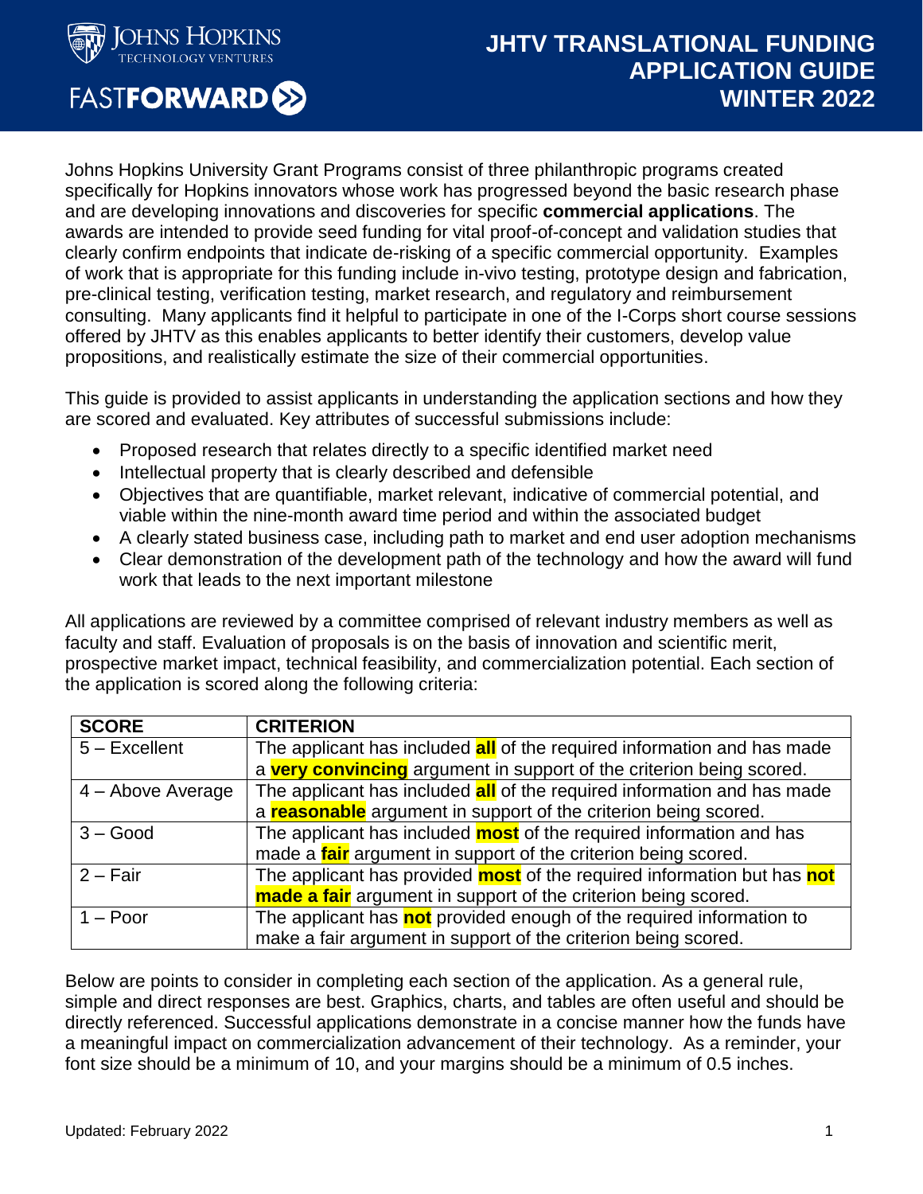# JHTV TRANSLATIONAL FUNDING APPLICATION GUIDE WINTER 2022

Johns Hopkins Technology Ventures

FASTFORWARD

Johns Hopkins University Grant Programs consist of three philanthropic programs created specifically for Hopkins innovators whose work has progressed beyond the basic research phase and are developing innovations and discoveries for specific **commercial applications**. The awards are intended to provide seed funding for vital proof-of-concept and validation studies that clearly confirm endpoints that indicate de-risking of a specific commercial opportunity. Examples of work that is appropriate for this funding include in-vivo testing, prototype design and fabrication, pre-clinical testing, verification testing, market research, and regulatory and reimbursement consulting. Many applicants find it helpful to participate in one of the I-Corps short course sessions offered by JHTV as this enables applicants to better identify their customers, develop value propositions, and realistically estimate the size of their commercial opportunities.

This guide is provided to assist applicants in understanding the application sections and how they are scored and evaluated. Key attributes of successful submissions include:

- Proposed research that relates directly to a specific identified market need
- Intellectual property that is clearly described and defensible
- Objectives that are quantifiable, market relevant, indicative of commercial potential, and viable within the nine-month award time period and within the associated budget
- A clearly stated business case, including path to market and end user adoption mechanisms
- Clear demonstration of the development path of the technology and how the award will fund work that leads to the next important milestone

All applications are reviewed by a committee comprised of relevant industry members as well as faculty and staff. Evaluation of proposals is on the basis of innovation and scientific merit, prospective market impact, technical feasibility, and commercialization potential. Each section of the application is scored along the following criteria:

| SCORE | CRITERION |
|---|---|
| 5 – Excellent | The applicant has included **all** of the required information and has made a **very convincing** argument in support of the criterion being scored. |
| 4 – Above Average | The applicant has included **all** of the required information and has made a **reasonable** argument in support of the criterion being scored. |
| 3 – Good | The applicant has included **most** of the required information and has made a **fair** argument in support of the criterion being scored. |
| 2 – Fair | The applicant has provided **most** of the required information but has **not made a fair** argument in support of the criterion being scored. |
| 1 – Poor | The applicant has **not** provided enough of the required information to make a fair argument in support of the criterion being scored. |

Below are points to consider in completing each section of the application. As a general rule, simple and direct responses are best. Graphics, charts, and tables are often useful and should be directly referenced. Successful applications demonstrate in a concise manner how the funds have a meaningful impact on commercialization advancement of their technology. As a reminder, your font size should be a minimum of 10, and your margins should be a minimum of 0.5 inches.

Updated: February 2022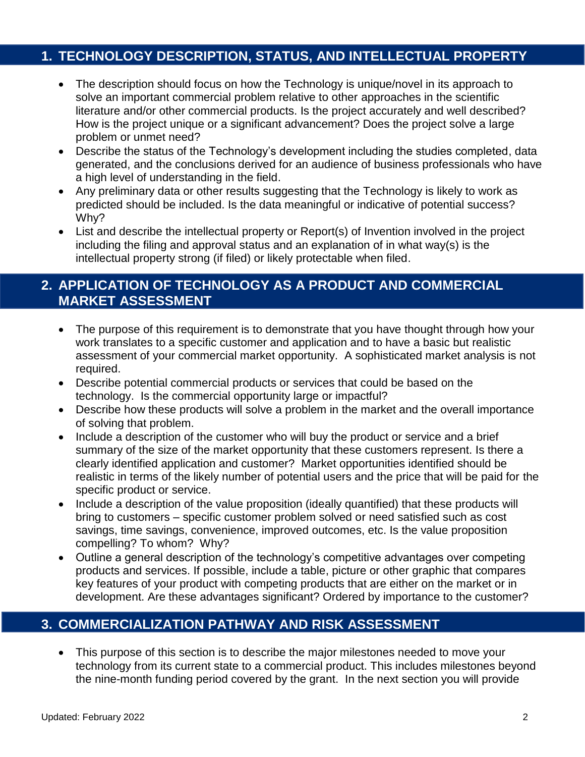## 1. TECHNOLOGY DESCRIPTION, STATUS, AND INTELLECTUAL PROPERTY

- The description should focus on how the Technology is unique/novel in its approach to solve an important commercial problem relative to other approaches in the scientific literature and/or other commercial products. Is the project accurately and well described? How is the project unique or a significant advancement? Does the project solve a large problem or unmet need?
- Describe the status of the Technology's development including the studies completed, data generated, and the conclusions derived for an audience of business professionals who have a high level of understanding in the field.
- Any preliminary data or other results suggesting that the Technology is likely to work as predicted should be included. Is the data meaningful or indicative of potential success? Why?
- List and describe the intellectual property or Report(s) of Invention involved in the project including the filing and approval status and an explanation of in what way(s) is the intellectual property strong (if filed) or likely protectable when filed.

## 2. APPLICATION OF TECHNOLOGY AS A PRODUCT AND COMMERCIAL MARKET ASSESSMENT

- The purpose of this requirement is to demonstrate that you have thought through how your work translates to a specific customer and application and to have a basic but realistic assessment of your commercial market opportunity. A sophisticated market analysis is not required.
- Describe potential commercial products or services that could be based on the technology. Is the commercial opportunity large or impactful?
- Describe how these products will solve a problem in the market and the overall importance of solving that problem.
- Include a description of the customer who will buy the product or service and a brief summary of the size of the market opportunity that these customers represent. Is there a clearly identified application and customer? Market opportunities identified should be realistic in terms of the likely number of potential users and the price that will be paid for the specific product or service.
- Include a description of the value proposition (ideally quantified) that these products will bring to customers – specific customer problem solved or need satisfied such as cost savings, time savings, convenience, improved outcomes, etc. Is the value proposition compelling? To whom? Why?
- Outline a general description of the technology's competitive advantages over competing products and services. If possible, include a table, picture or other graphic that compares key features of your product with competing products that are either on the market or in development. Are these advantages significant? Ordered by importance to the customer?

## 3. COMMERCIALIZATION PATHWAY AND RISK ASSESSMENT

- This purpose of this section is to describe the major milestones needed to move your technology from its current state to a commercial product. This includes milestones beyond the nine-month funding period covered by the grant. In the next section you will provide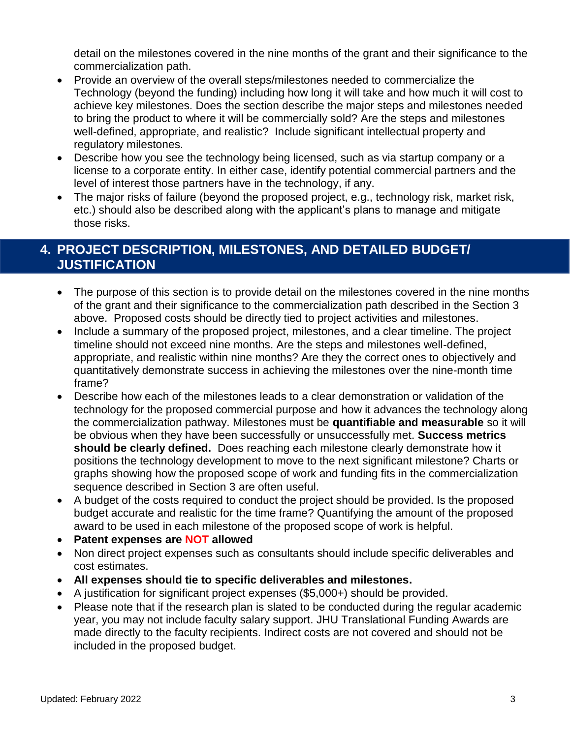detail on the milestones covered in the nine months of the grant and their significance to the commercialization path.

- Provide an overview of the overall steps/milestones needed to commercialize the Technology (beyond the funding) including how long it will take and how much it will cost to achieve key milestones. Does the section describe the major steps and milestones needed to bring the product to where it will be commercially sold? Are the steps and milestones well-defined, appropriate, and realistic? Include significant intellectual property and regulatory milestones.
- Describe how you see the technology being licensed, such as via startup company or a license to a corporate entity. In either case, identify potential commercial partners and the level of interest those partners have in the technology, if any.
- The major risks of failure (beyond the proposed project, e.g., technology risk, market risk, etc.) should also be described along with the applicant's plans to manage and mitigate those risks.

## 4. PROJECT DESCRIPTION, MILESTONES, AND DETAILED BUDGET/ JUSTIFICATION

- The purpose of this section is to provide detail on the milestones covered in the nine months of the grant and their significance to the commercialization path described in the Section 3 above. Proposed costs should be directly tied to project activities and milestones.
- Include a summary of the proposed project, milestones, and a clear timeline. The project timeline should not exceed nine months. Are the steps and milestones well-defined, appropriate, and realistic within nine months? Are they the correct ones to objectively and quantitatively demonstrate success in achieving the milestones over the nine-month time frame?
- Describe how each of the milestones leads to a clear demonstration or validation of the technology for the proposed commercial purpose and how it advances the technology along the commercialization pathway. Milestones must be **quantifiable and measurable** so it will be obvious when they have been successfully or unsuccessfully met. **Success metrics should be clearly defined.** Does reaching each milestone clearly demonstrate how it positions the technology development to move to the next significant milestone? Charts or graphs showing how the proposed scope of work and funding fits in the commercialization sequence described in Section 3 are often useful.
- A budget of the costs required to conduct the project should be provided. Is the proposed budget accurate and realistic for the time frame? Quantifying the amount of the proposed award to be used in each milestone of the proposed scope of work is helpful.
- **Patent expenses are NOT allowed**
- Non direct project expenses such as consultants should include specific deliverables and cost estimates.
- **All expenses should tie to specific deliverables and milestones.**
- A justification for significant project expenses ($5,000+) should be provided.
- Please note that if the research plan is slated to be conducted during the regular academic year, you may not include faculty salary support. JHU Translational Funding Awards are made directly to the faculty recipients. Indirect costs are not covered and should not be included in the proposed budget.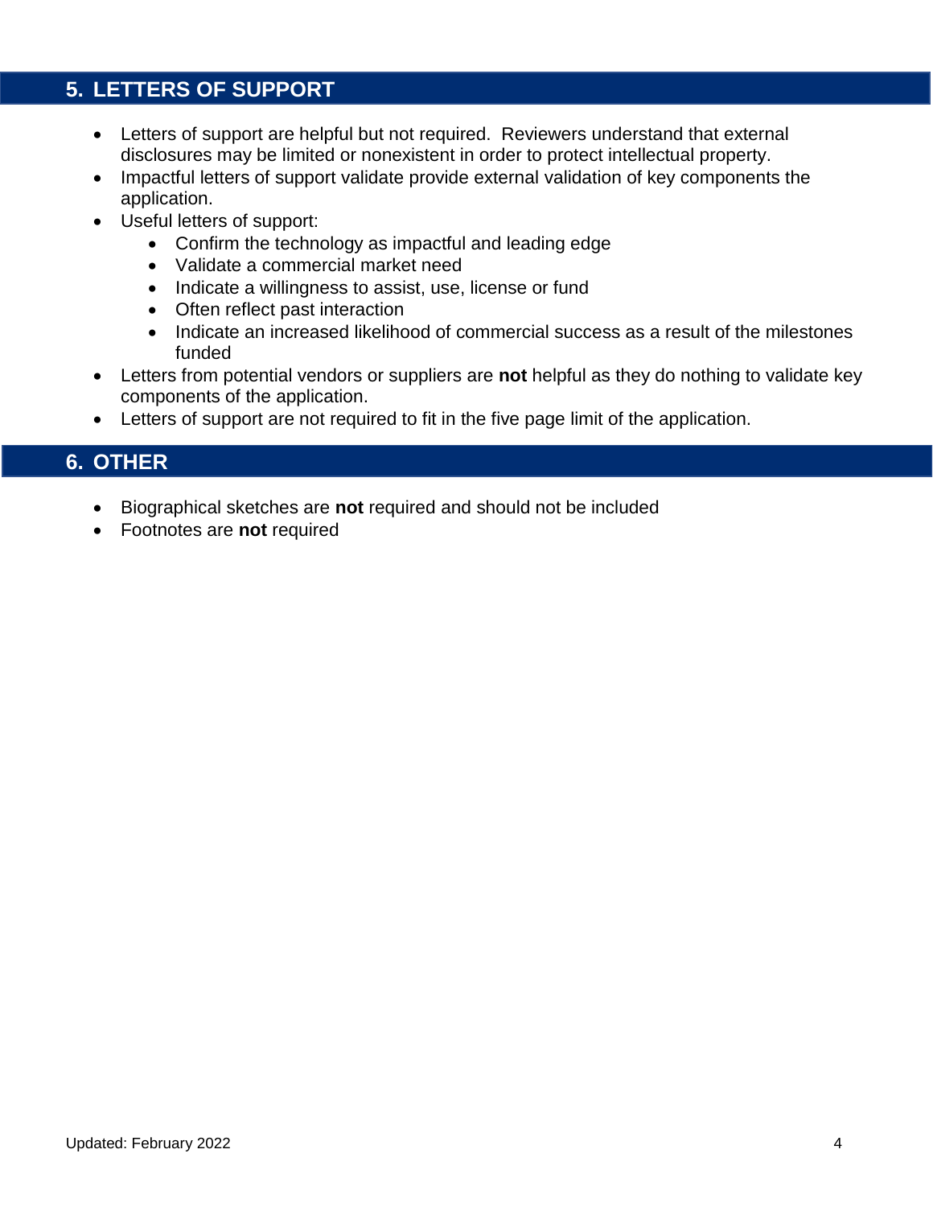## 5. LETTERS OF SUPPORT

- Letters of support are helpful but not required. Reviewers understand that external disclosures may be limited or nonexistent in order to protect intellectual property.
- Impactful letters of support validate provide external validation of key components the application.
- Useful letters of support:
  - Confirm the technology as impactful and leading edge
  - Validate a commercial market need
  - Indicate a willingness to assist, use, license or fund
  - Often reflect past interaction
  - Indicate an increased likelihood of commercial success as a result of the milestones funded
- Letters from potential vendors or suppliers are **not** helpful as they do nothing to validate key components of the application.
- Letters of support are not required to fit in the five page limit of the application.

## 6. OTHER

- Biographical sketches are **not** required and should not be included
- Footnotes are **not** required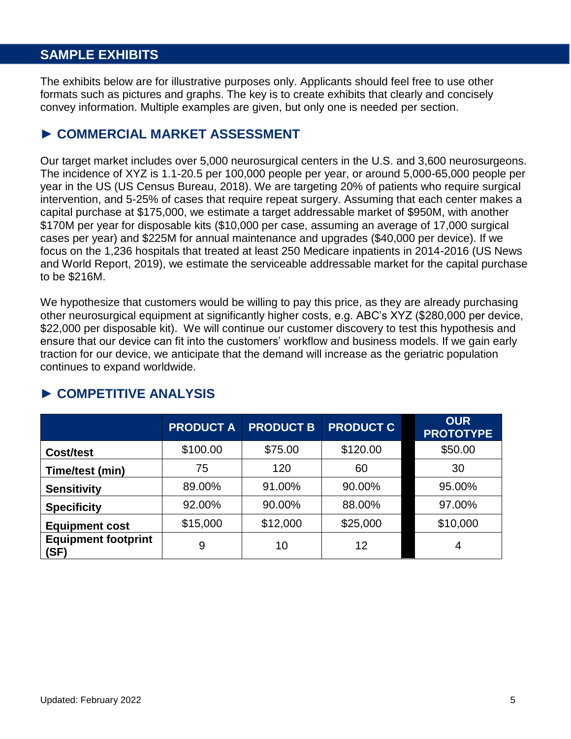## SAMPLE EXHIBITS

The exhibits below are for illustrative purposes only. Applicants should feel free to use other formats such as pictures and graphs. The key is to create exhibits that clearly and concisely convey information. Multiple examples are given, but only one is needed per section.

### ► COMMERCIAL MARKET ASSESSMENT

Our target market includes over 5,000 neurosurgical centers in the U.S. and 3,600 neurosurgeons. The incidence of XYZ is 1.1-20.5 per 100,000 people per year, or around 5,000-65,000 people per year in the US (US Census Bureau, 2018). We are targeting 20% of patients who require surgical intervention, and 5-25% of cases that require repeat surgery. Assuming that each center makes a capital purchase at $175,000, we estimate a target addressable market of $950M, with another $170M per year for disposable kits ($10,000 per case, assuming an average of 17,000 surgical cases per year) and $225M for annual maintenance and upgrades ($40,000 per device). If we focus on the 1,236 hospitals that treated at least 250 Medicare inpatients in 2014-2016 (US News and World Report, 2019), we estimate the serviceable addressable market for the capital purchase to be $216M.

We hypothesize that customers would be willing to pay this price, as they are already purchasing other neurosurgical equipment at significantly higher costs, e.g. ABC's XYZ ($280,000 per device, $22,000 per disposable kit). We will continue our customer discovery to test this hypothesis and ensure that our device can fit into the customers' workflow and business models. If we gain early traction for our device, we anticipate that the demand will increase as the geriatric population continues to expand worldwide.

### ► COMPETITIVE ANALYSIS

| | PRODUCT A | PRODUCT B | PRODUCT C | OUR PROTOTYPE |
|---|---|---|---|---|
| **Cost/test** | $100.00 | $75.00 | $120.00 | $50.00 |
| **Time/test (min)** | 75 | 120 | 60 | 30 |
| **Sensitivity** | 89.00% | 91.00% | 90.00% | 95.00% |
| **Specificity** | 92.00% | 90.00% | 88.00% | 97.00% |
| **Equipment cost** | $15,000 | $12,000 | $25,000 | $10,000 |
| **Equipment footprint (SF)** | 9 | 10 | 12 | 4 |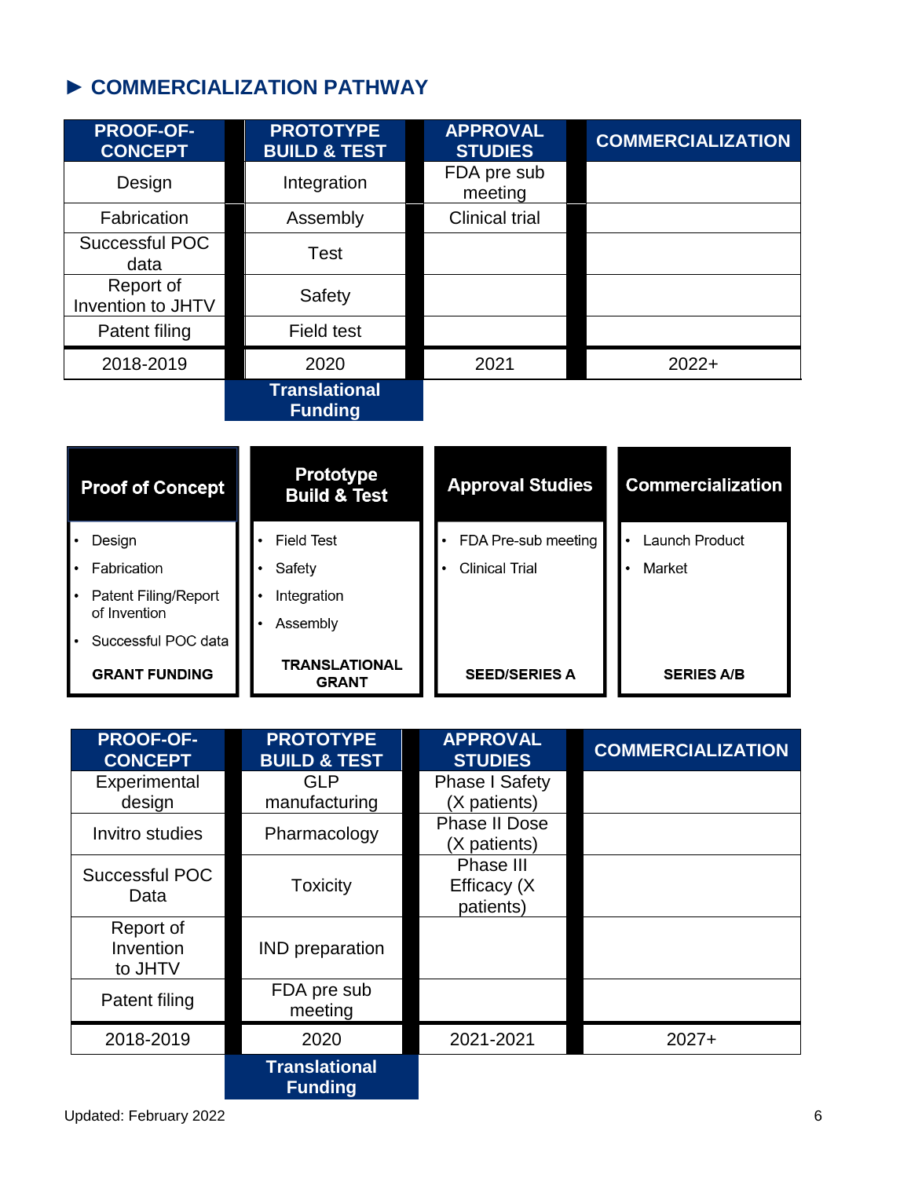## ► COMMERCIALIZATION PATHWAY

| PROOF-OF-CONCEPT | PROTOTYPE BUILD & TEST | APPROVAL STUDIES | COMMERCIALIZATION |
|---|---|---|---|
| Design | Integration | FDA pre sub meeting | |
| Fabrication | Assembly | Clinical trial | |
| Successful POC data | Test | | |
| Report of Invention to JHTV | Safety | | |
| Patent filing | Field test | | |
| 2018-2019 | 2020 | 2021 | 2022+ |
| | **Translational Funding** | | |

| Proof of Concept | Prototype Build & Test | Approval Studies | Commercialization |
|---|---|---|---|
| • Design<br>• Fabrication<br>• Patent Filing/Report of Invention<br>• Successful POC data | • Field Test<br>• Safety<br>• Integration<br>• Assembly | • FDA Pre-sub meeting<br>• Clinical Trial | • Launch Product<br>• Market |
| **GRANT FUNDING** | **TRANSLATIONAL GRANT** | **SEED/SERIES A** | **SERIES A/B** |

| PROOF-OF-CONCEPT | PROTOTYPE BUILD & TEST | APPROVAL STUDIES | COMMERCIALIZATION |
|---|---|---|---|
| Experimental design | GLP manufacturing | Phase I Safety (X patients) | |
| Invitro studies | Pharmacology | Phase II Dose (X patients) | |
| Successful POC Data | Toxicity | Phase III Efficacy (X patients) | |
| Report of Invention to JHTV | IND preparation | | |
| Patent filing | FDA pre sub meeting | | |
| 2018-2019 | 2020 | 2021-2021 | 2027+ |
| | **Translational Funding** | | |

Updated: February 2022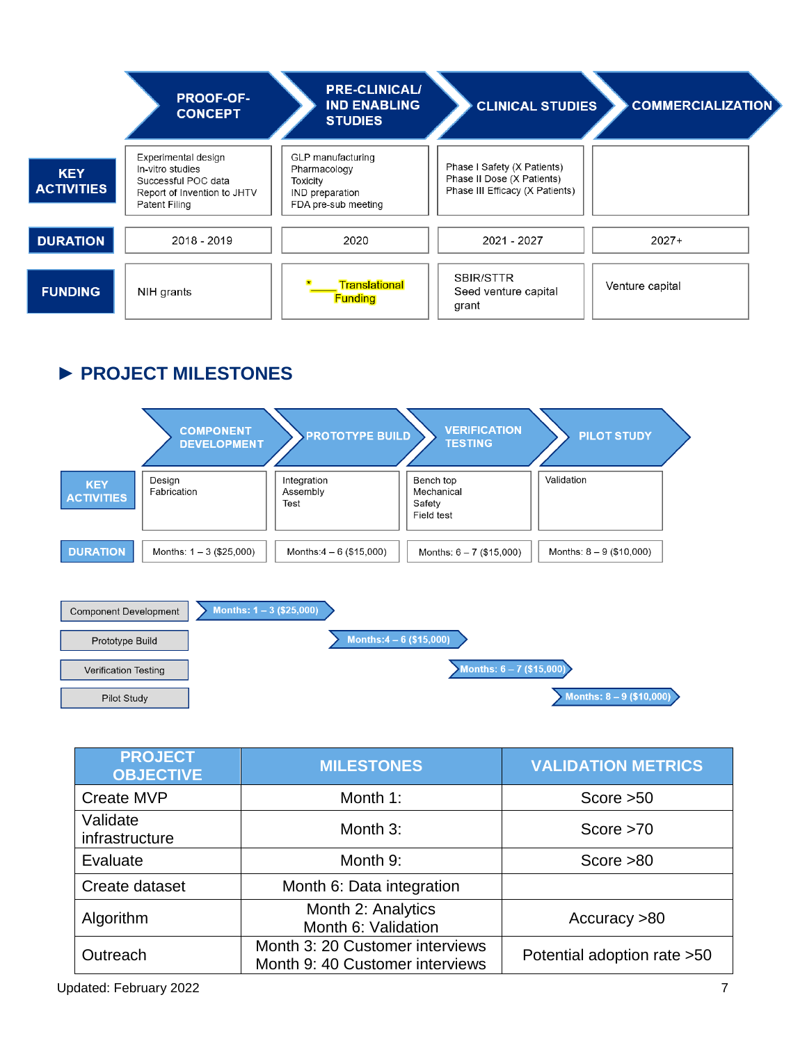| | PROOF-OF-CONCEPT | PRE-CLINICAL/ IND ENABLING STUDIES | CLINICAL STUDIES | COMMERCIALIZATION |
|---|---|---|---|---|
| **KEY ACTIVITIES** | Experimental design<br>In-vitro studies<br>Successful POC data<br>Report of Invention to JHTV<br>Patent Filing | GLP manufacturing<br>Pharmacology<br>Toxicity<br>IND preparation<br>FDA pre-sub meeting | Phase I Safety (X Patients)<br>Phase II Dose (X Patients)<br>Phase III Efficacy (X Patients) | |
| **DURATION** | 2018 - 2019 | 2020 | 2021 - 2027 | 2027+ |
| **FUNDING** | NIH grants | *____ Translational Funding | SBIR/STTR<br>Seed venture capital grant | Venture capital |

## ► PROJECT MILESTONES

| | COMPONENT DEVELOPMENT | PROTOTYPE BUILD | VERIFICATION TESTING | PILOT STUDY |
|---|---|---|---|---|
| **KEY ACTIVITIES** | Design<br>Fabrication | Integration<br>Assembly<br>Test | Bench top<br>Mechanical<br>Safety<br>Field test | Validation |
| **DURATION** | Months: 1 – 3 ($25,000) | Months:4 – 6 ($15,000) | Months: 6 – 7 ($15,000) | Months: 8 – 9 ($10,000) |

| Task | Timeline |
|---|---|
| Component Development | Months: 1 – 3 ($25,000) |
| Prototype Build | Months:4 – 6 ($15,000) |
| Verification Testing | Months: 6 – 7 ($15,000) |
| Pilot Study | Months: 8 – 9 ($10,000) |

| PROJECT OBJECTIVE | MILESTONES | VALIDATION METRICS |
|---|---|---|
| Create MVP | Month 1: | Score >50 |
| Validate infrastructure | Month 3: | Score >70 |
| Evaluate | Month 9: | Score >80 |
| Create dataset | Month 6: Data integration | |
| Algorithm | Month 2: Analytics<br>Month 6: Validation | Accuracy >80 |
| Outreach | Month 3: 20 Customer interviews<br>Month 9: 40 Customer interviews | Potential adoption rate >50 |

Updated: February 2022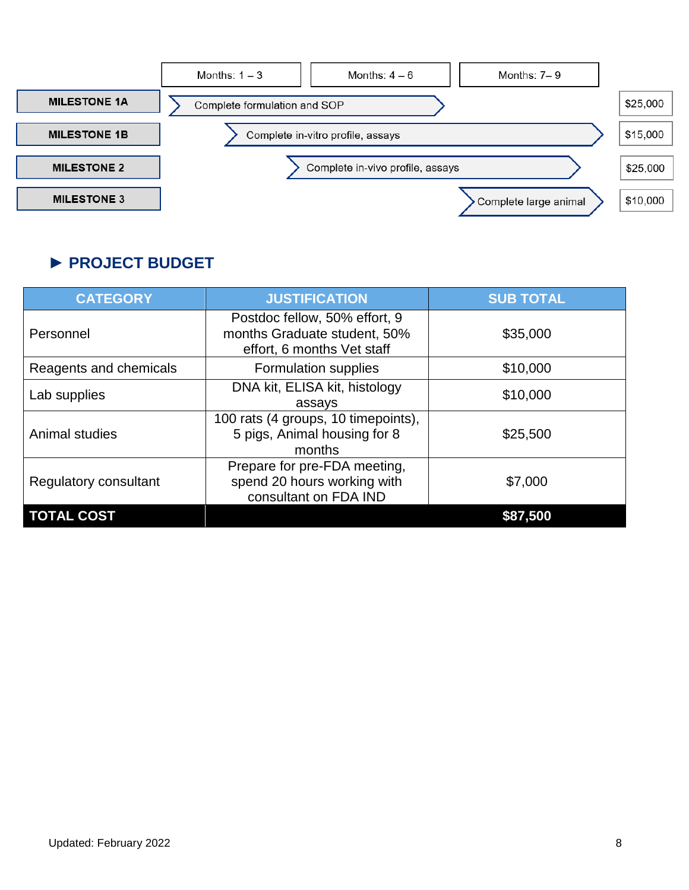Months: 1 – 3

Months: 4 – 6

Months: 7– 9

MILESTONE 1A

Complete formulation and SOP

$25,000

MILESTONE 1B

Complete in-vitro profile, assays

$15,000

MILESTONE 2

Complete in-vivo profile, assays

$25,000

MILESTONE 3

Complete large animal

$10,000

## ► PROJECT BUDGET

| CATEGORY | JUSTIFICATION | SUB TOTAL |
|---|---|---|
| Personnel | Postdoc fellow, 50% effort, 9 months Graduate student, 50% effort, 6 months Vet staff | $35,000 |
| Reagents and chemicals | Formulation supplies | $10,000 |
| Lab supplies | DNA kit, ELISA kit, histology assays | $10,000 |
| Animal studies | 100 rats (4 groups, 10 timepoints), 5 pigs, Animal housing for 8 months | $25,500 |
| Regulatory consultant | Prepare for pre-FDA meeting, spend 20 hours working with consultant on FDA IND | $7,000 |
| **TOTAL COST** | | **$87,500** |